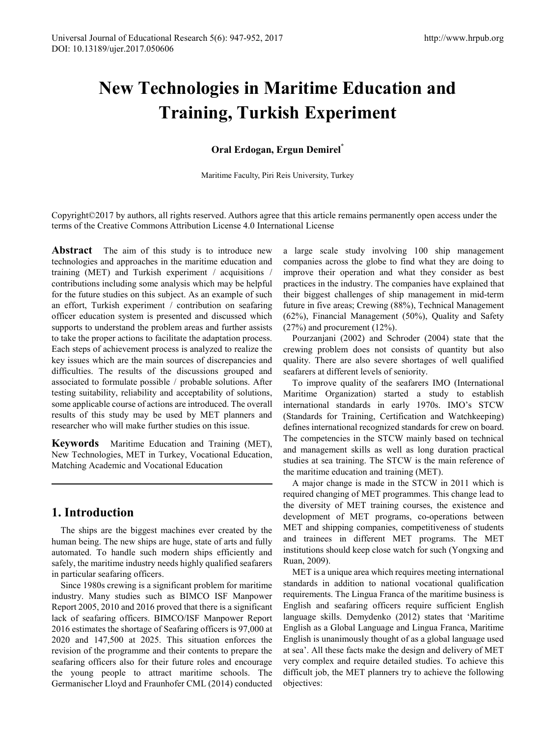# New Technologies in Maritime Education and Training, Turkish Experiment

**Oral Erdogan, Ergun Demirel[*]**

Maritime Faculty, Piri Reis University, Turkey

Copyright©2017 by authors, all rights reserved. Authors agree that this article remains permanently open access under the terms of the Creative Commons Attribution License 4.0 International License

**Abstract** The aim of this study is to introduce new technologies and approaches in the maritime education and training (MET) and Turkish experiment / acquisitions / contributions including some analysis which may be helpful for the future studies on this subject. As an example of such an effort, Turkish experiment / contribution on seafaring officer education system is presented and discussed which supports to understand the problem areas and further assists to take the proper actions to facilitate the adaptation process. Each steps of achievement process is analyzed to realize the key issues which are the main sources of discrepancies and difficulties. The results of the discussions grouped and associated to formulate possible / probable solutions. After testing suitability, reliability and acceptability of solutions, some applicable course of actions are introduced. The overall results of this study may be used by MET planners and researcher who will make further studies on this issue.

**Keywords** Maritime Education and Training (MET), New Technologies, MET in Turkey, Vocational Education, Matching Academic and Vocational Education

## 1. Introduction

The ships are the biggest machines ever created by the human being. The new ships are huge, state of arts and fully automated. To handle such modern ships efficiently and safely, the maritime industry needs highly qualified seafarers in particular seafaring officers.

Since 1980s crewing is a significant problem for maritime industry. Many studies such as BIMCO ISF Manpower Report 2005, 2010 and 2016 proved that there is a significant lack of seafaring officers. BIMCO/ISF Manpower Report 2016 estimates the shortage of Seafaring officers is 97,000 at 2020 and 147,500 at 2025. This situation enforces the revision of the programme and their contents to prepare the seafaring officers also for their future roles and encourage the young people to attract maritime schools. The Germanischer Lloyd and Fraunhofer CML (2014) conducted a large scale study involving 100 ship management companies across the globe to find what they are doing to improve their operation and what they consider as best practices in the industry. The companies have explained that their biggest challenges of ship management in mid-term future in five areas; Crewing (88%), Technical Management (62%), Financial Management (50%), Quality and Safety (27%) and procurement (12%).

Pourzanjani (2002) and Schroder (2004) state that the crewing problem does not consists of quantity but also quality. There are also severe shortages of well qualified seafarers at different levels of seniority.

To improve quality of the seafarers IMO (International Maritime Organization) started a study to establish international standards in early 1970s. IMO's STCW (Standards for Training, Certification and Watchkeeping) defines international recognized standards for crew on board. The competencies in the STCW mainly based on technical and management skills as well as long duration practical studies at sea training. The STCW is the main reference of the maritime education and training (MET).

A major change is made in the STCW in 2011 which is required changing of MET programmes. This change lead to the diversity of MET training courses, the existence and development of MET programs, co-operations between MET and shipping companies, competitiveness of students and trainees in different MET programs. The MET institutions should keep close watch for such (Yongxing and Ruan, 2009).

MET is a unique area which requires meeting international standards in addition to national vocational qualification requirements. The Lingua Franca of the maritime business is English and seafaring officers require sufficient English language skills. Demydenko (2012) states that 'Maritime English as a Global Language and Lingua Franca, Maritime English is unanimously thought of as a global language used at sea'. All these facts make the design and delivery of MET very complex and require detailed studies. To achieve this difficult job, the MET planners try to achieve the following objectives: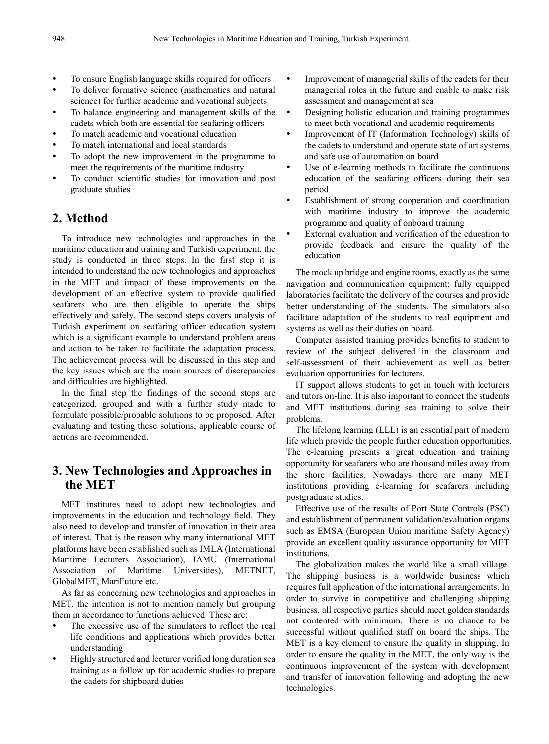- To ensure English language skills required for officers
- To deliver formative science (mathematics and natural science) for further academic and vocational subjects
- To balance engineering and management skills of the cadets which both are essential for seafaring officers
- To match academic and vocational education
- To match international and local standards
- To adopt the new improvement in the programme to meet the requirements of the maritime industry
- To conduct scientific studies for innovation and post graduate studies

## 2. Method

To introduce new technologies and approaches in the maritime education and training and Turkish experiment, the study is conducted in three steps. In the first step it is intended to understand the new technologies and approaches in the MET and impact of these improvements on the development of an effective system to provide qualified seafarers who are then eligible to operate the ships effectively and safely. The second steps covers analysis of Turkish experiment on seafaring officer education system which is a significant example to understand problem areas and action to be taken to facilitate the adaptation process. The achievement process will be discussed in this step and the key issues which are the main sources of discrepancies and difficulties are highlighted.

In the final step the findings of the second steps are categorized, grouped and with a further study made to formulate possible/probable solutions to be proposed. After evaluating and testing these solutions, applicable course of actions are recommended.

## 3. New Technologies and Approaches in the MET

MET institutes need to adopt new technologies and improvements in the education and technology field. They also need to develop and transfer of innovation in their area of interest. That is the reason why many international MET platforms have been established such as IMLA (International Maritime Lecturers Association), IAMU (International Association of Maritime Universities), METNET, GlobalMET, MariFuture etc.

As far as concerning new technologies and approaches in MET, the intention is not to mention namely but grouping them in accordance to functions achieved. These are:

- The excessive use of the simulators to reflect the real life conditions and applications which provides better understanding
- Highly structured and lecturer verified long duration sea training as a follow up for academic studies to prepare the cadets for shipboard duties
- Improvement of managerial skills of the cadets for their managerial roles in the future and enable to make risk assessment and management at sea
- Designing holistic education and training programmes to meet both vocational and academic requirements
- Improvement of IT (Information Technology) skills of the cadets to understand and operate state of art systems and safe use of automation on board
- Use of e-learning methods to facilitate the continuous education of the seafaring officers during their sea period
- Establishment of strong cooperation and coordination with maritime industry to improve the academic programme and quality of onboard training
- External evaluation and verification of the education to provide feedback and ensure the quality of the education

The mock up bridge and engine rooms, exactly as the same navigation and communication equipment; fully equipped laboratories facilitate the delivery of the courses and provide better understanding of the students. The simulators also facilitate adaptation of the students to real equipment and systems as well as their duties on board.

Computer assisted training provides benefits to student to review of the subject delivered in the classroom and self-assessment of their achievement as well as better evaluation opportunities for lecturers.

IT support allows students to get in touch with lecturers and tutors on-line. It is also important to connect the students and MET institutions during sea training to solve their problems.

The lifelong learning (LLL) is an essential part of modern life which provide the people further education opportunities. The e-learning presents a great education and training opportunity for seafarers who are thousand miles away from the shore facilities. Nowadays there are many MET institutions providing e-learning for seafarers including postgraduate studies.

Effective use of the results of Port State Controls (PSC) and establishment of permanent validation/evaluation organs such as EMSA (European Union maritime Safety Agency) provide an excellent quality assurance opportunity for MET institutions.

The globalization makes the world like a small village. The shipping business is a worldwide business which requires full application of the international arrangements. In order to survive in competitive and challenging shipping business, all respective parties should meet golden standards not contented with minimum. There is no chance to be successful without qualified staff on board the ships. The MET is a key element to ensure the quality in shipping. In order to ensure the quality in the MET, the only way is the continuous improvement of the system with development and transfer of innovation following and adopting the new technologies.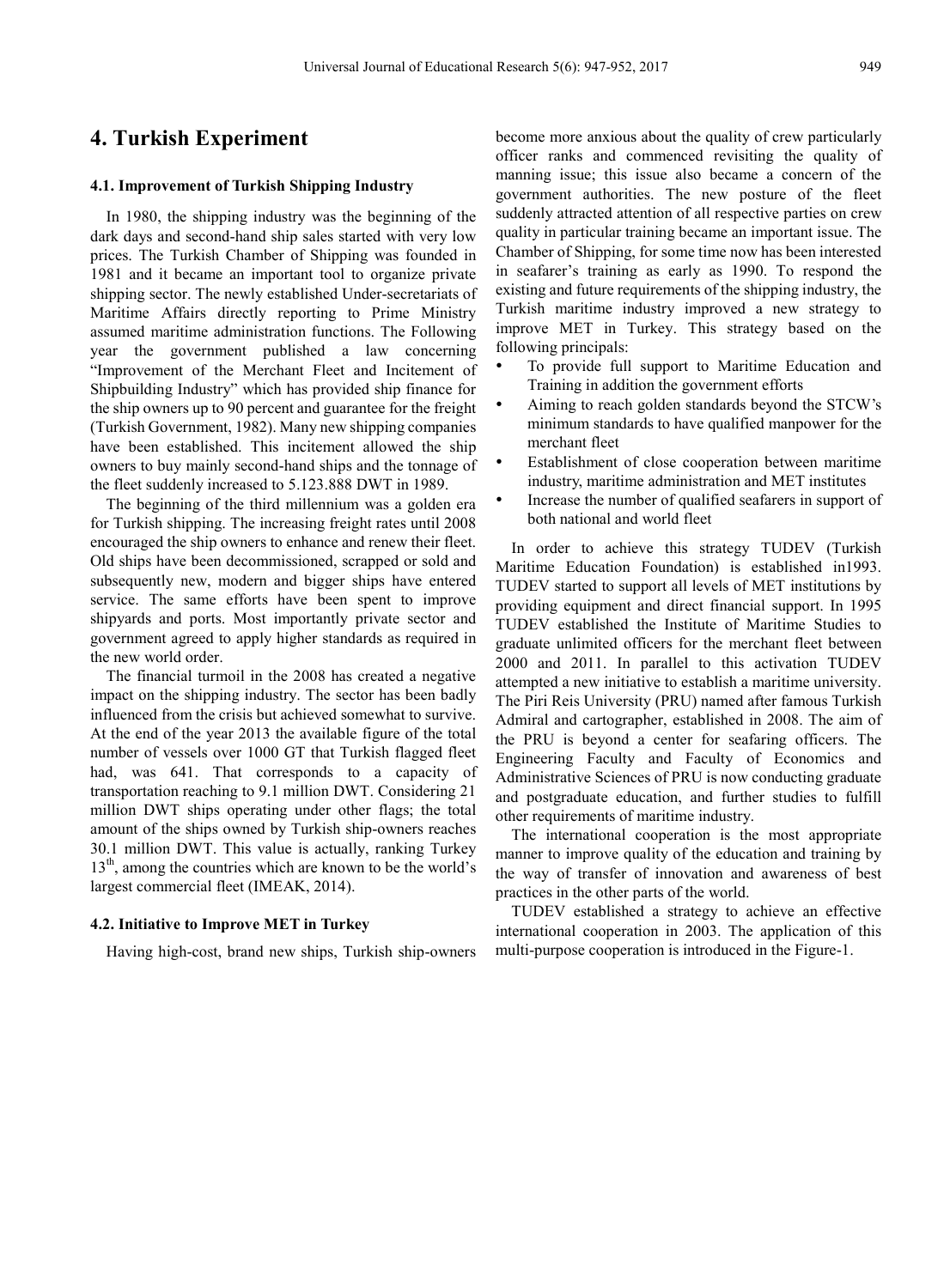## 4. Turkish Experiment

### 4.1. Improvement of Turkish Shipping Industry

In 1980, the shipping industry was the beginning of the dark days and second-hand ship sales started with very low prices. The Turkish Chamber of Shipping was founded in 1981 and it became an important tool to organize private shipping sector. The newly established Under-secretariats of Maritime Affairs directly reporting to Prime Ministry assumed maritime administration functions. The Following year the government published a law concerning "Improvement of the Merchant Fleet and Incitement of Shipbuilding Industry" which has provided ship finance for the ship owners up to 90 percent and guarantee for the freight (Turkish Government, 1982). Many new shipping companies have been established. This incitement allowed the ship owners to buy mainly second-hand ships and the tonnage of the fleet suddenly increased to 5.123.888 DWT in 1989.

The beginning of the third millennium was a golden era for Turkish shipping. The increasing freight rates until 2008 encouraged the ship owners to enhance and renew their fleet. Old ships have been decommissioned, scrapped or sold and subsequently new, modern and bigger ships have entered service. The same efforts have been spent to improve shipyards and ports. Most importantly private sector and government agreed to apply higher standards as required in the new world order.

The financial turmoil in the 2008 has created a negative impact on the shipping industry. The sector has been badly influenced from the crisis but achieved somewhat to survive. At the end of the year 2013 the available figure of the total number of vessels over 1000 GT that Turkish flagged fleet had, was 641. That corresponds to a capacity of transportation reaching to 9.1 million DWT. Considering 21 million DWT ships operating under other flags; the total amount of the ships owned by Turkish ship-owners reaches 30.1 million DWT. This value is actually, ranking Turkey 13th, among the countries which are known to be the world's largest commercial fleet (IMEAK, 2014).

### 4.2. Initiative to Improve MET in Turkey

Having high-cost, brand new ships, Turkish ship-owners become more anxious about the quality of crew particularly officer ranks and commenced revisiting the quality of manning issue; this issue also became a concern of the government authorities. The new posture of the fleet suddenly attracted attention of all respective parties on crew quality in particular training became an important issue. The Chamber of Shipping, for some time now has been interested in seafarer's training as early as 1990. To respond the existing and future requirements of the shipping industry, the Turkish maritime industry improved a new strategy to improve MET in Turkey. This strategy based on the following principals:

- To provide full support to Maritime Education and Training in addition the government efforts
- Aiming to reach golden standards beyond the STCW's minimum standards to have qualified manpower for the merchant fleet
- Establishment of close cooperation between maritime industry, maritime administration and MET institutes
- Increase the number of qualified seafarers in support of both national and world fleet

In order to achieve this strategy TUDEV (Turkish Maritime Education Foundation) is established in1993. TUDEV started to support all levels of MET institutions by providing equipment and direct financial support. In 1995 TUDEV established the Institute of Maritime Studies to graduate unlimited officers for the merchant fleet between 2000 and 2011. In parallel to this activation TUDEV attempted a new initiative to establish a maritime university. The Piri Reis University (PRU) named after famous Turkish Admiral and cartographer, established in 2008. The aim of the PRU is beyond a center for seafaring officers. The Engineering Faculty and Faculty of Economics and Administrative Sciences of PRU is now conducting graduate and postgraduate education, and further studies to fulfill other requirements of maritime industry.

The international cooperation is the most appropriate manner to improve quality of the education and training by the way of transfer of innovation and awareness of best practices in the other parts of the world.

TUDEV established a strategy to achieve an effective international cooperation in 2003. The application of this multi-purpose cooperation is introduced in the Figure-1.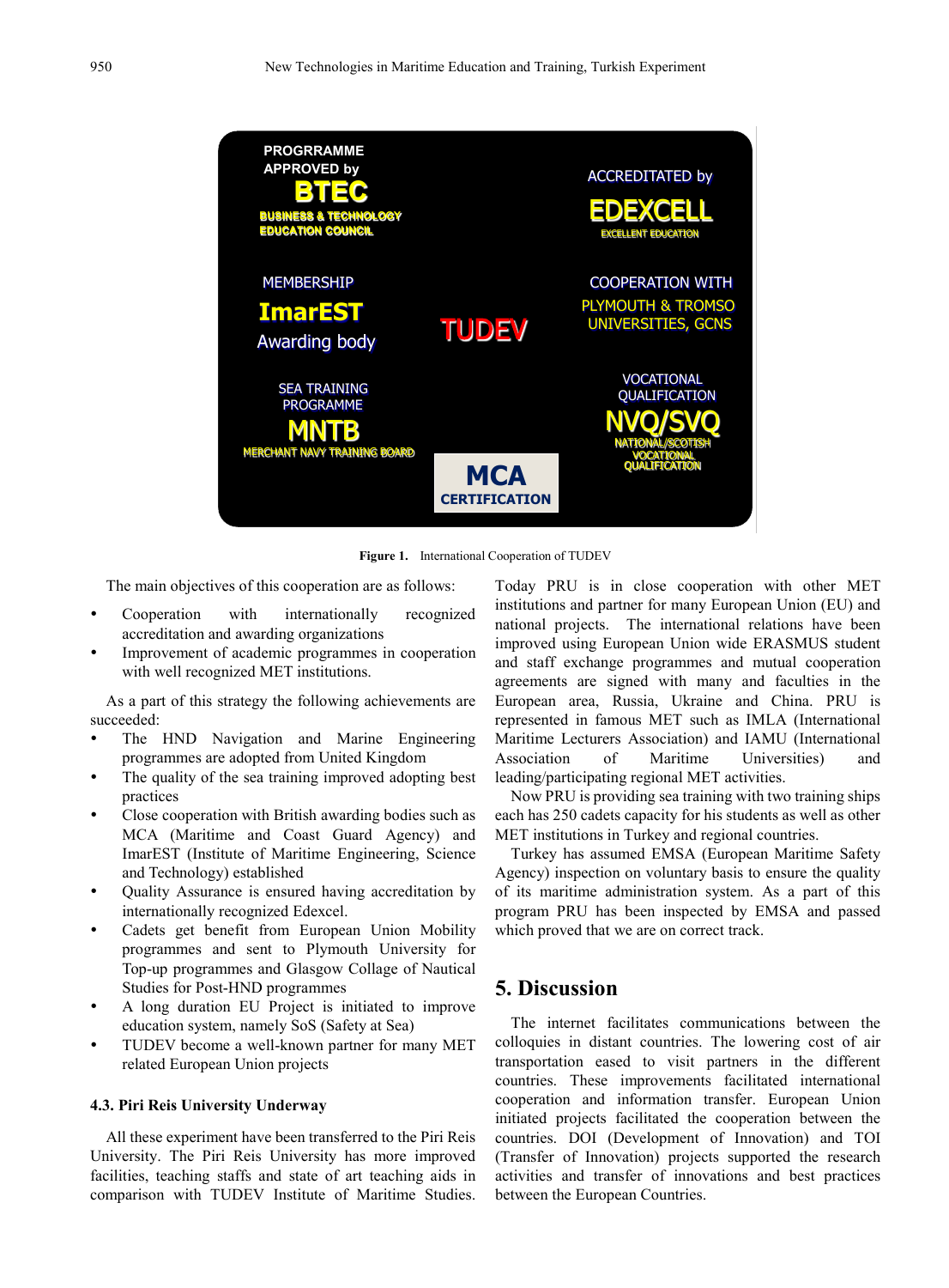Figure 1. International Cooperation of TUDEV

The main objectives of this cooperation are as follows:

- Cooperation with internationally recognized accreditation and awarding organizations
- Improvement of academic programmes in cooperation with well recognized MET institutions.

As a part of this strategy the following achievements are succeeded:

- The HND Navigation and Marine Engineering programmes are adopted from United Kingdom
- The quality of the sea training improved adopting best practices
- Close cooperation with British awarding bodies such as MCA (Maritime and Coast Guard Agency) and ImarEST (Institute of Maritime Engineering, Science and Technology) established
- Quality Assurance is ensured having accreditation by internationally recognized Edexcel.
- Cadets get benefit from European Union Mobility programmes and sent to Plymouth University for Top-up programmes and Glasgow Collage of Nautical Studies for Post-HND programmes
- A long duration EU Project is initiated to improve education system, namely SoS (Safety at Sea)
- TUDEV become a well-known partner for many MET related European Union projects

### 4.3. Piri Reis University Underway

All these experiment have been transferred to the Piri Reis University. The Piri Reis University has more improved facilities, teaching staffs and state of art teaching aids in comparison with TUDEV Institute of Maritime Studies. Today PRU is in close cooperation with other MET institutions and partner for many European Union (EU) and national projects. The international relations have been improved using European Union wide ERASMUS student and staff exchange programmes and mutual cooperation agreements are signed with many and faculties in the European area, Russia, Ukraine and China. PRU is represented in famous MET such as IMLA (International Maritime Lecturers Association) and IAMU (International Association of Maritime Universities) and leading/participating regional MET activities.

Now PRU is providing sea training with two training ships each has 250 cadets capacity for his students as well as other MET institutions in Turkey and regional countries.

Turkey has assumed EMSA (European Maritime Safety Agency) inspection on voluntary basis to ensure the quality of its maritime administration system. As a part of this program PRU has been inspected by EMSA and passed which proved that we are on correct track.

## 5. Discussion

The internet facilitates communications between the colloquies in distant countries. The lowering cost of air transportation eased to visit partners in the different countries. These improvements facilitated international cooperation and information transfer. European Union initiated projects facilitated the cooperation between the countries. DOI (Development of Innovation) and TOI (Transfer of Innovation) projects supported the research activities and transfer of innovations and best practices between the European Countries.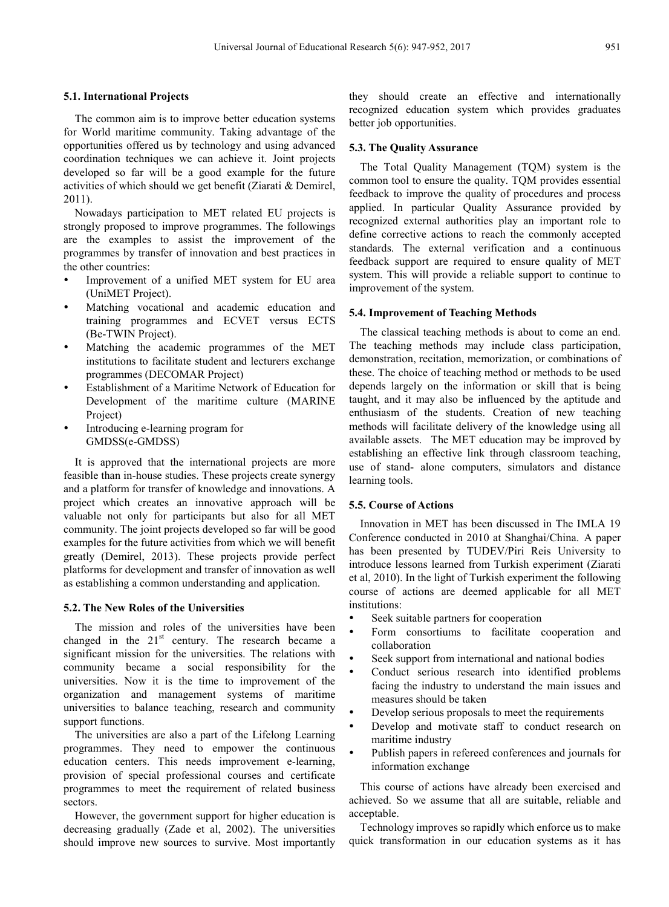### 5.1. International Projects

The common aim is to improve better education systems for World maritime community. Taking advantage of the opportunities offered us by technology and using advanced coordination techniques we can achieve it. Joint projects developed so far will be a good example for the future activities of which should we get benefit (Ziarati & Demirel, 2011).

Nowadays participation to MET related EU projects is strongly proposed to improve programmes. The followings are the examples to assist the improvement of the programmes by transfer of innovation and best practices in the other countries:

- Improvement of a unified MET system for EU area (UniMET Project).
- Matching vocational and academic education and training programmes and ECVET versus ECTS (Be-TWIN Project).
- Matching the academic programmes of the MET institutions to facilitate student and lecturers exchange programmes (DECOMAR Project)
- Establishment of a Maritime Network of Education for Development of the maritime culture (MARINE Project)
- Introducing e-learning program for GMDSS(e-GMDSS)

It is approved that the international projects are more feasible than in-house studies. These projects create synergy and a platform for transfer of knowledge and innovations. A project which creates an innovative approach will be valuable not only for participants but also for all MET community. The joint projects developed so far will be good examples for the future activities from which we will benefit greatly (Demirel, 2013). These projects provide perfect platforms for development and transfer of innovation as well as establishing a common understanding and application.

### 5.2. The New Roles of the Universities

The mission and roles of the universities have been changed in the 21st century. The research became a significant mission for the universities. The relations with community became a social responsibility for the universities. Now it is the time to improvement of the organization and management systems of maritime universities to balance teaching, research and community support functions.

The universities are also a part of the Lifelong Learning programmes. They need to empower the continuous education centers. This needs improvement e-learning, provision of special professional courses and certificate programmes to meet the requirement of related business sectors.

However, the government support for higher education is decreasing gradually (Zade et al, 2002). The universities should improve new sources to survive. Most importantly they should create an effective and internationally recognized education system which provides graduates better job opportunities.

### 5.3. The Quality Assurance

The Total Quality Management (TQM) system is the common tool to ensure the quality. TQM provides essential feedback to improve the quality of procedures and process applied. In particular Quality Assurance provided by recognized external authorities play an important role to define corrective actions to reach the commonly accepted standards. The external verification and a continuous feedback support are required to ensure quality of MET system. This will provide a reliable support to continue to improvement of the system.

### 5.4. Improvement of Teaching Methods

The classical teaching methods is about to come an end. The teaching methods may include class participation, demonstration, recitation, memorization, or combinations of these. The choice of teaching method or methods to be used depends largely on the information or skill that is being taught, and it may also be influenced by the aptitude and enthusiasm of the students. Creation of new teaching methods will facilitate delivery of the knowledge using all available assets. The MET education may be improved by establishing an effective link through classroom teaching, use of stand- alone computers, simulators and distance learning tools.

### 5.5. Course of Actions

Innovation in MET has been discussed in The IMLA 19 Conference conducted in 2010 at Shanghai/China. A paper has been presented by TUDEV/Piri Reis University to introduce lessons learned from Turkish experiment (Ziarati et al, 2010). In the light of Turkish experiment the following course of actions are deemed applicable for all MET institutions:

- Seek suitable partners for cooperation
- Form consortiums to facilitate cooperation and collaboration
- Seek support from international and national bodies
- Conduct serious research into identified problems facing the industry to understand the main issues and measures should be taken
- Develop serious proposals to meet the requirements
- Develop and motivate staff to conduct research on maritime industry
- Publish papers in refereed conferences and journals for information exchange

This course of actions have already been exercised and achieved. So we assume that all are suitable, reliable and acceptable.

Technology improves so rapidly which enforce us to make quick transformation in our education systems as it has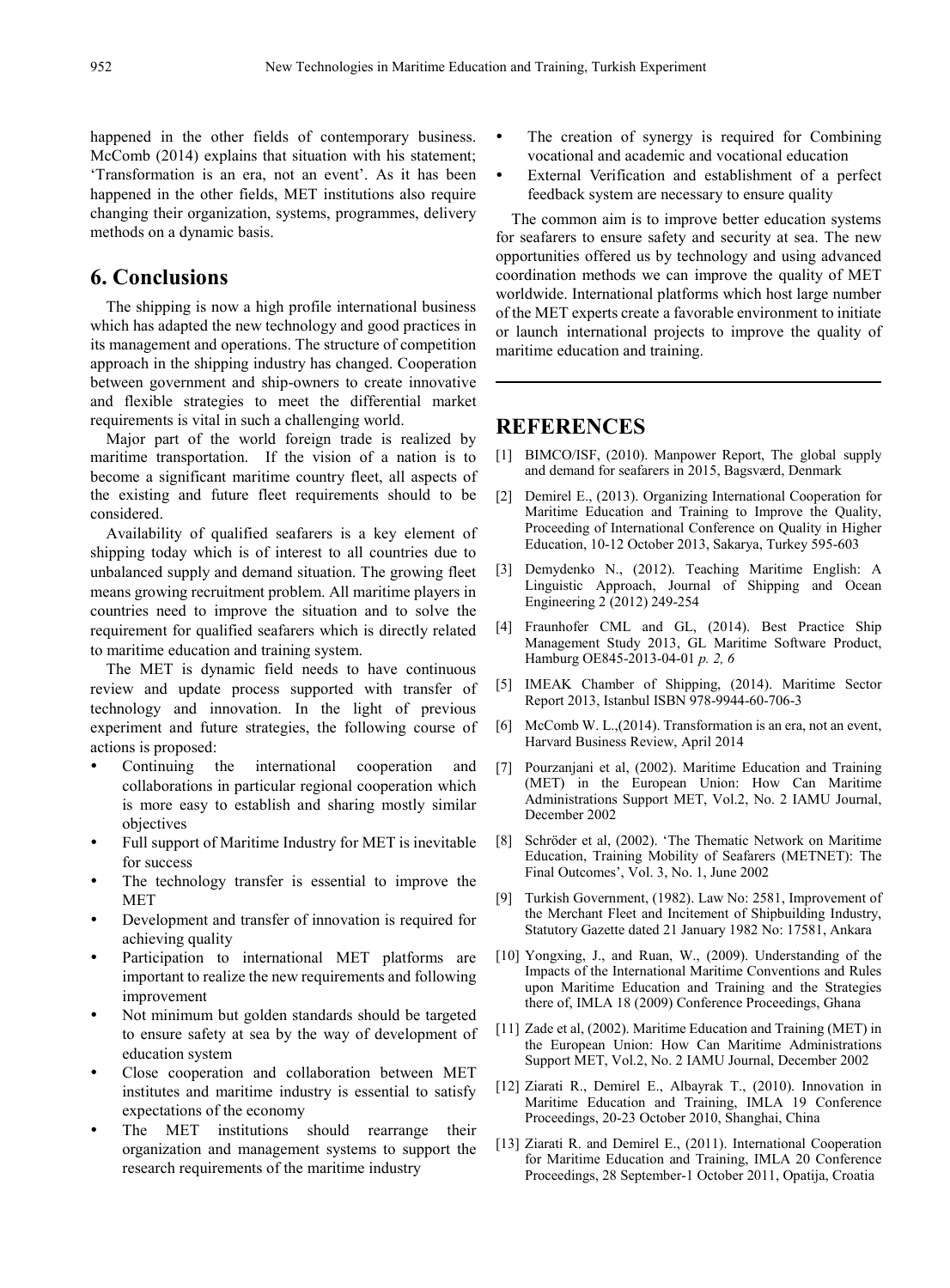happened in the other fields of contemporary business. McComb (2014) explains that situation with his statement; 'Transformation is an era, not an event'. As it has been happened in the other fields, MET institutions also require changing their organization, systems, programmes, delivery methods on a dynamic basis.

## 6. Conclusions

The shipping is now a high profile international business which has adapted the new technology and good practices in its management and operations. The structure of competition approach in the shipping industry has changed. Cooperation between government and ship-owners to create innovative and flexible strategies to meet the differential market requirements is vital in such a challenging world.

Major part of the world foreign trade is realized by maritime transportation. If the vision of a nation is to become a significant maritime country fleet, all aspects of the existing and future fleet requirements should to be considered.

Availability of qualified seafarers is a key element of shipping today which is of interest to all countries due to unbalanced supply and demand situation. The growing fleet means growing recruitment problem. All maritime players in countries need to improve the situation and to solve the requirement for qualified seafarers which is directly related to maritime education and training system.

The MET is dynamic field needs to have continuous review and update process supported with transfer of technology and innovation. In the light of previous experiment and future strategies, the following course of actions is proposed:

- Continuing the international cooperation and collaborations in particular regional cooperation which is more easy to establish and sharing mostly similar objectives
- Full support of Maritime Industry for MET is inevitable for success
- The technology transfer is essential to improve the MET
- Development and transfer of innovation is required for achieving quality
- Participation to international MET platforms are important to realize the new requirements and following improvement
- Not minimum but golden standards should be targeted to ensure safety at sea by the way of development of education system
- Close cooperation and collaboration between MET institutes and maritime industry is essential to satisfy expectations of the economy
- The MET institutions should rearrange their organization and management systems to support the research requirements of the maritime industry
- The creation of synergy is required for Combining vocational and academic and vocational education
- External Verification and establishment of a perfect feedback system are necessary to ensure quality

The common aim is to improve better education systems for seafarers to ensure safety and security at sea. The new opportunities offered us by technology and using advanced coordination methods we can improve the quality of MET worldwide. International platforms which host large number of the MET experts create a favorable environment to initiate or launch international projects to improve the quality of maritime education and training.

## REFERENCES

[1] BIMCO/ISF, (2010). Manpower Report, The global supply and demand for seafarers in 2015, Bagsværd, Denmark

[2] Demirel E., (2013). Organizing International Cooperation for Maritime Education and Training to Improve the Quality, Proceeding of International Conference on Quality in Higher Education, 10-12 October 2013, Sakarya, Turkey 595-603

[3] Demydenko N., (2012). Teaching Maritime English: A Linguistic Approach, Journal of Shipping and Ocean Engineering 2 (2012) 249-254

[4] Fraunhofer CML and GL, (2014). Best Practice Ship Management Study 2013, GL Maritime Software Product, Hamburg OE845-2013-04-01 *p. 2, 6*

[5] IMEAK Chamber of Shipping, (2014). Maritime Sector Report 2013, Istanbul ISBN 978-9944-60-706-3

[6] McComb W. L.,(2014). Transformation is an era, not an event, Harvard Business Review, April 2014

[7] Pourzanjani et al, (2002). Maritime Education and Training (MET) in the European Union: How Can Maritime Administrations Support MET, Vol.2, No. 2 IAMU Journal, December 2002

[8] Schröder et al, (2002). 'The Thematic Network on Maritime Education, Training Mobility of Seafarers (METNET): The Final Outcomes', Vol. 3, No. 1, June 2002

[9] Turkish Government, (1982). Law No: 2581, Improvement of the Merchant Fleet and Incitement of Shipbuilding Industry, Statutory Gazette dated 21 January 1982 No: 17581, Ankara

[10] Yongxing, J., and Ruan, W., (2009). Understanding of the Impacts of the International Maritime Conventions and Rules upon Maritime Education and Training and the Strategies there of, IMLA 18 (2009) Conference Proceedings, Ghana

[11] Zade et al, (2002). Maritime Education and Training (MET) in the European Union: How Can Maritime Administrations Support MET, Vol.2, No. 2 IAMU Journal, December 2002

[12] Ziarati R., Demirel E., Albayrak T., (2010). Innovation in Maritime Education and Training, IMLA 19 Conference Proceedings, 20-23 October 2010, Shanghai, China

[13] Ziarati R. and Demirel E., (2011). International Cooperation for Maritime Education and Training, IMLA 20 Conference Proceedings, 28 September-1 October 2011, Opatija, Croatia